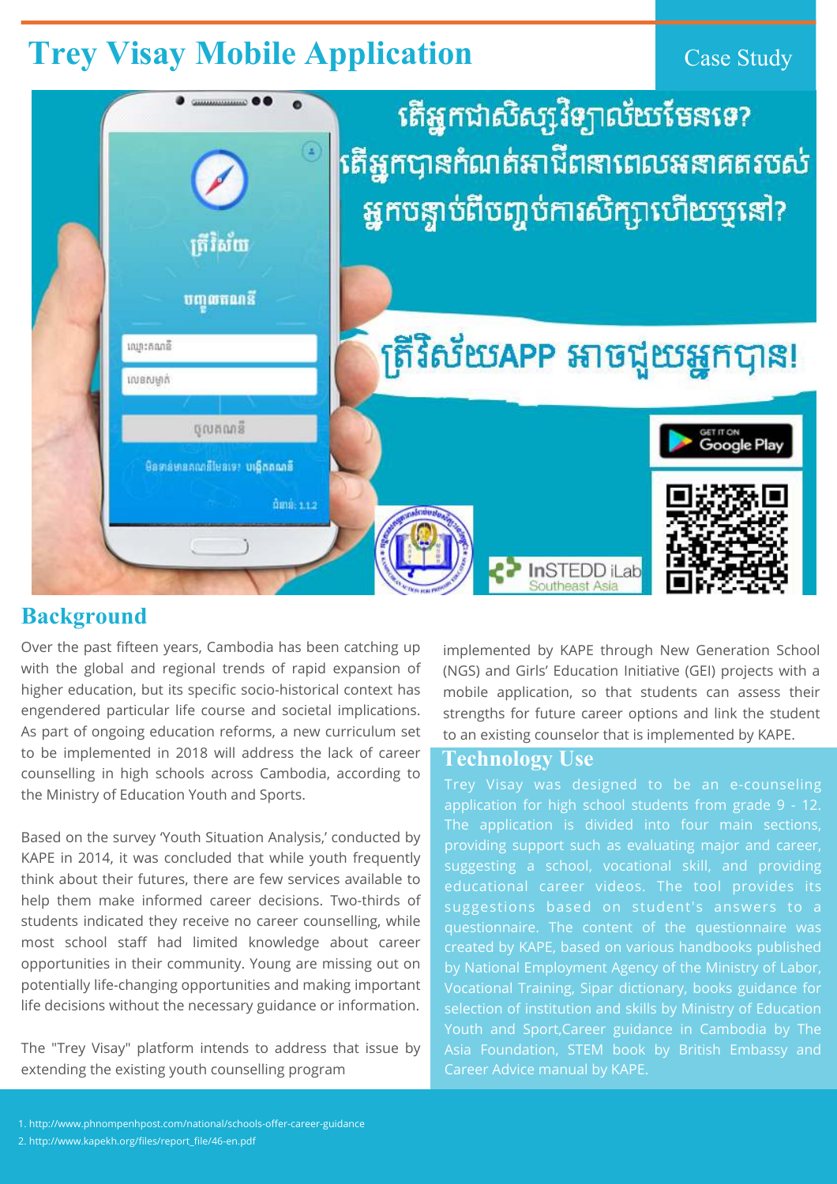# Trey Visay Mobile Application

Case Study

## Background

Over the past fifteen years, Cambodia has been catching up with the global and regional trends of rapid expansion of higher education, but its specific socio-historical context has engendered particular life course and societal implications. As part of ongoing education reforms, a new curriculum set to be implemented in 2018 will address the lack of career counselling in high schools across Cambodia, according to the Ministry of Education Youth and Sports.

Based on the survey 'Youth Situation Analysis,' conducted by KAPE in 2014, it was concluded that while youth frequently think about their futures, there are few services available to help them make informed career decisions. Two-thirds of students indicated they receive no career counselling, while most school staff had limited knowledge about career opportunities in their community. Young are missing out on potentially life-changing opportunities and making important life decisions without the necessary guidance or information.

The "Trey Visay" platform intends to address that issue by extending the existing youth counselling program implemented by KAPE through New Generation School (NGS) and Girls' Education Initiative (GEI) projects with a mobile application, so that students can assess their strengths for future career options and link the student to an existing counselor that is implemented by KAPE.

## Technology Use

Trey Visay was designed to be an e-counseling application for high school students from grade 9 - 12. The application is divided into four main sections, providing support such as evaluating major and career, suggesting a school, vocational skill, and providing educational career videos. The tool provides its suggestions based on student's answers to a questionnaire. The content of the questionnaire was created by KAPE, based on various handbooks published by National Employment Agency of the Ministry of Labor, Vocational Training, Sipar dictionary, books guidance for selection of institution and skills by Ministry of Education Youth and Sport,Career guidance in Cambodia by The Asia Foundation, STEM book by British Embassy and Career Advice manual by KAPE.

1. http://www.phnompenhpost.com/national/schools-offer-career-guidance
2. http://www.kapekh.org/files/report_file/46-en.pdf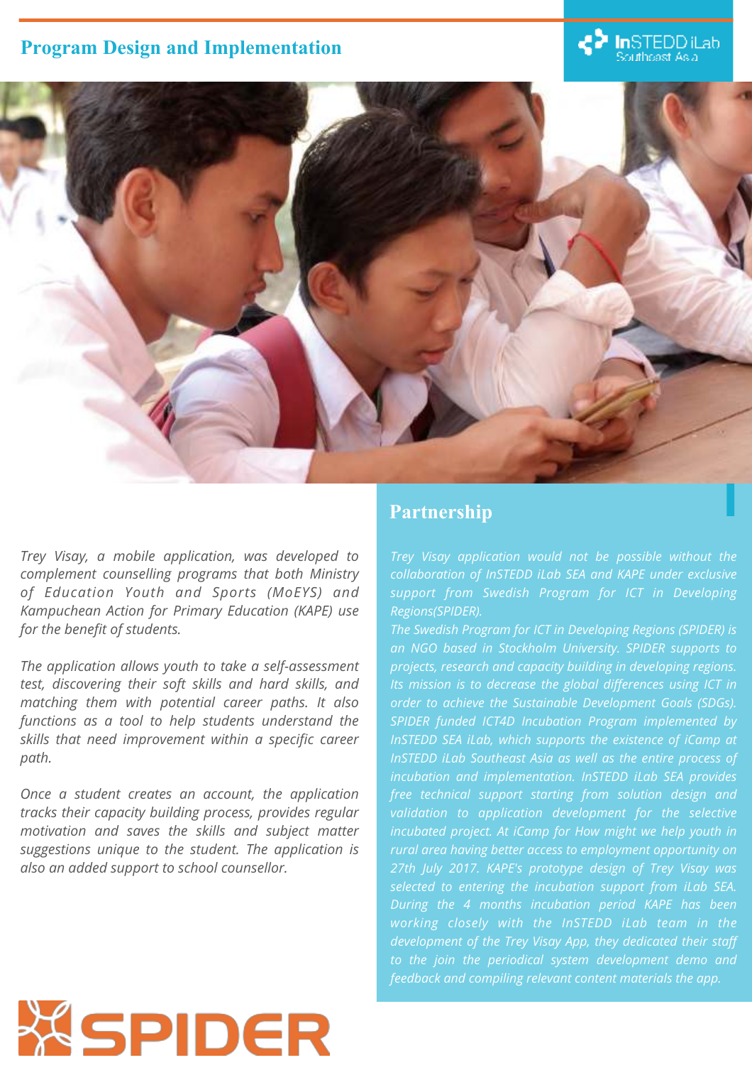## Program Design and Implementation

*Trey Visay, a mobile application, was developed to complement counselling programs that both Ministry of Education Youth and Sports (MoEYS) and Kampuchean Action for Primary Education (KAPE) use for the benefit of students.*

*The application allows youth to take a self-assessment test, discovering their soft skills and hard skills, and matching them with potential career paths. It also functions as a tool to help students understand the skills that need improvement within a specific career path.*

*Once a student creates an account, the application tracks their capacity building process, provides regular motivation and saves the skills and subject matter suggestions unique to the student. The application is also an added support to school counsellor.*

## Partnership

*Trey Visay application would not be possible without the collaboration of InSTEDD iLab SEA and KAPE under exclusive support from Swedish Program for ICT in Developing Regions(SPIDER).*

*The Swedish Program for ICT in Developing Regions (SPIDER) is an NGO based in Stockholm University. SPIDER supports to projects, research and capacity building in developing regions. Its mission is to decrease the global differences using ICT in order to achieve the Sustainable Development Goals (SDGs). SPIDER funded ICT4D Incubation Program implemented by InSTEDD SEA iLab, which supports the existence of iCamp at InSTEDD iLab Southeast Asia as well as the entire process of incubation and implementation. InSTEDD iLab SEA provides free technical support starting from solution design and validation to application development for the selective incubated project. At iCamp for How might we help youth in rural area having better access to employment opportunity on 27th July 2017. KAPE's prototype design of Trey Visay was selected to entering the incubation support from iLab SEA. During the 4 months incubation period KAPE has been working closely with the InSTEDD iLab team in the development of the Trey Visay App, they dedicated their staff to the join the periodical system development demo and feedback and compiling relevant content materials the app.*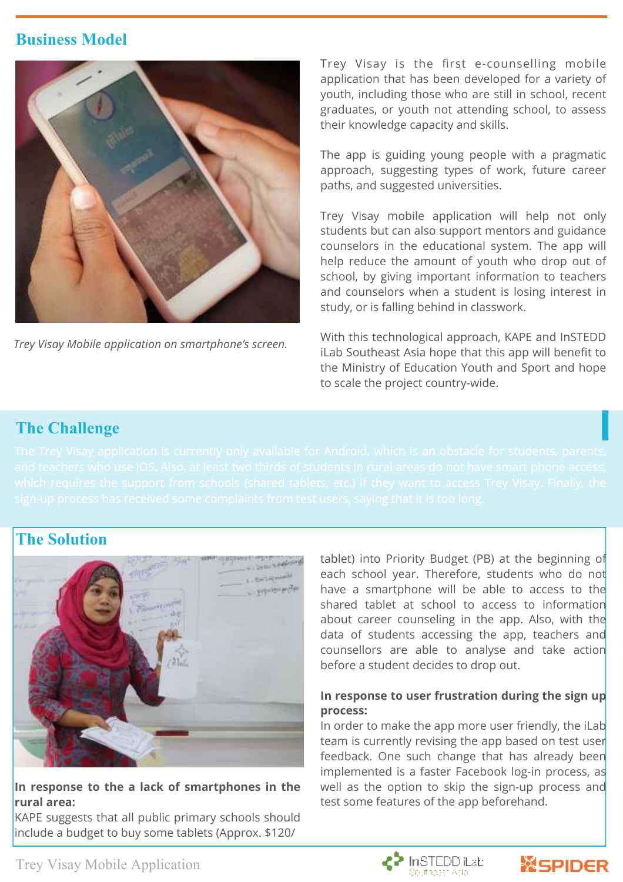## Business Model

*Trey Visay Mobile application on smartphone's screen.*

Trey Visay is the first e-counselling mobile application that has been developed for a variety of youth, including those who are still in school, recent graduates, or youth not attending school, to assess their knowledge capacity and skills.

The app is guiding young people with a pragmatic approach, suggesting types of work, future career paths, and suggested universities.

Trey Visay mobile application will help not only students but can also support mentors and guidance counselors in the educational system. The app will help reduce the amount of youth who drop out of school, by giving important information to teachers and counselors when a student is losing interest in study, or is falling behind in classwork.

With this technological approach, KAPE and InSTEDD iLab Southeast Asia hope that this app will benefit to the Ministry of Education Youth and Sport and hope to scale the project country-wide.

## The Challenge

The Trey Visay application is currently only available for Android, which is an obstacle for students, parents, and teachers who use iOS. Also, at least two thirds of students in rural areas do not have smart phone access, which requires the support from schools (shared tablets, etc.) if they want to access Trey Visay. Finally, the sign-up process has received some complaints from test users, saying that it is too long.

## The Solution

**In response to the a lack of smartphones in the rural area:**
KAPE suggests that all public primary schools should include a budget to buy some tablets (Approx. $120/ tablet) into Priority Budget (PB) at the beginning of each school year. Therefore, students who do not have a smartphone will be able to access to the shared tablet at school to access to information about career counseling in the app. Also, with the data of students accessing the app, teachers and counsellors are able to analyse and take action before a student decides to drop out.

**In response to user frustration during the sign up process:**
In order to make the app more user friendly, the iLab team is currently revising the app based on test user feedback. One such change that has already been implemented is a faster Facebook log-in process, as well as the option to skip the sign-up process and test some features of the app beforehand.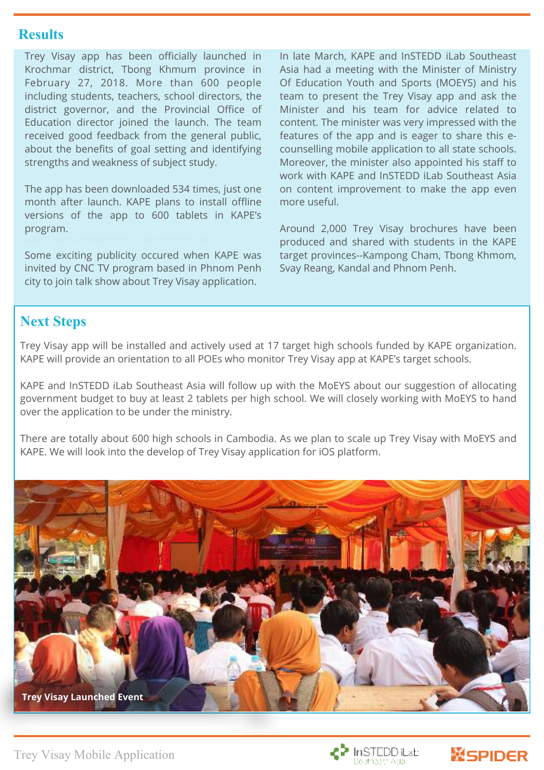## Results

Trey Visay app has been officially launched in Krochmar district, Tbong Khmum province in February 27, 2018. More than 600 people including students, teachers, school directors, the district governor, and the Provincial Office of Education director joined the launch. The team received good feedback from the general public, about the benefits of goal setting and identifying strengths and weakness of subject study.

The app has been downloaded 534 times, just one month after launch. KAPE plans to install offline versions of the app to 600 tablets in KAPE's program.

Some exciting publicity occured when KAPE was invited by CNC TV program based in Phnom Penh city to join talk show about Trey Visay application.

In late March, KAPE and InSTEDD iLab Southeast Asia had a meeting with the Minister of Ministry Of Education Youth and Sports (MOEYS) and his team to present the Trey Visay app and ask the Minister and his team for advice related to content. The minister was very impressed with the features of the app and is eager to share this e-counselling mobile application to all state schools. Moreover, the minister also appointed his staff to work with KAPE and InSTEDD iLab Southeast Asia on content improvement to make the app even more useful.

Around 2,000 Trey Visay brochures have been produced and shared with students in the KAPE target provinces--Kampong Cham, Tbong Khmom, Svay Reang, Kandal and Phnom Penh.

## Next Steps

Trey Visay app will be installed and actively used at 17 target high schools funded by KAPE organization. KAPE will provide an orientation to all POEs who monitor Trey Visay app at KAPE's target schools.

KAPE and InSTEDD iLab Southeast Asia will follow up with the MoEYS about our suggestion of allocating government budget to buy at least 2 tablets per high school. We will closely working with MoEYS to hand over the application to be under the ministry.

There are totally about 600 high schools in Cambodia. As we plan to scale up Trey Visay with MoEYS and KAPE. We will look into the develop of Trey Visay application for iOS platform.

**Trey Visay Launched Event**